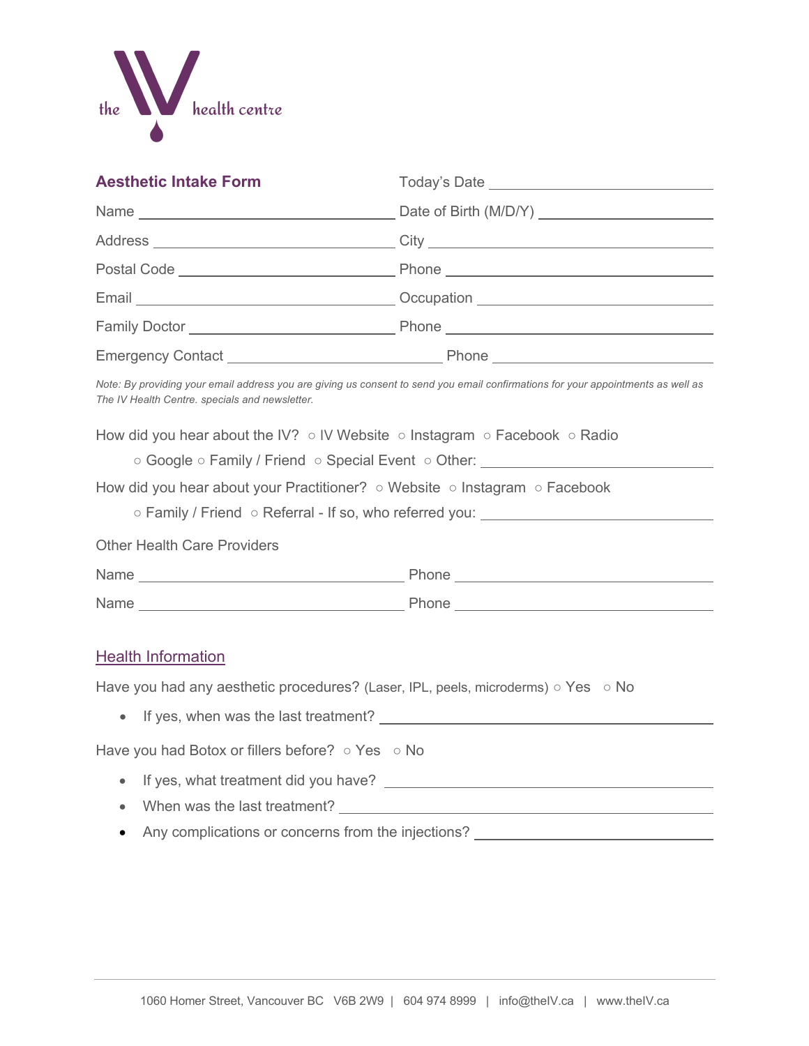the IV health centre

## Aesthetic Intake Form

Today's Date ______________________

Name ______________________ Date of Birth (M/D/Y) ______________________

Address ______________________ City ______________________

Postal Code ______________________ Phone ______________________

Email ______________________ Occupation ______________________

Family Doctor ______________________ Phone ______________________

Emergency Contact ______________________ Phone ______________________

*Note: By providing your email address you are giving us consent to send you email confirmations for your appointments as well as The IV Health Centre. specials and newsletter.*

How did you hear about the IV? ○ IV Website ○ Instagram ○ Facebook ○ Radio ○ Google ○ Family / Friend ○ Special Event ○ Other: ______________________

How did you hear about your Practitioner? ○ Website ○ Instagram ○ Facebook ○ Family / Friend ○ Referral - If so, who referred you: ______________________

Other Health Care Providers

Name ______________________ Phone ______________________

Name ______________________ Phone ______________________

## Health Information

Have you had any aesthetic procedures? (Laser, IPL, peels, microderms) ○ Yes ○ No

- If yes, when was the last treatment? ______________________

Have you had Botox or fillers before? ○ Yes ○ No

- If yes, what treatment did you have? ______________________
- When was the last treatment? ______________________
- Any complications or concerns from the injections? ______________________

1060 Homer Street, Vancouver BC V6B 2W9 | 604 974 8999 | info@theIV.ca | www.theIV.ca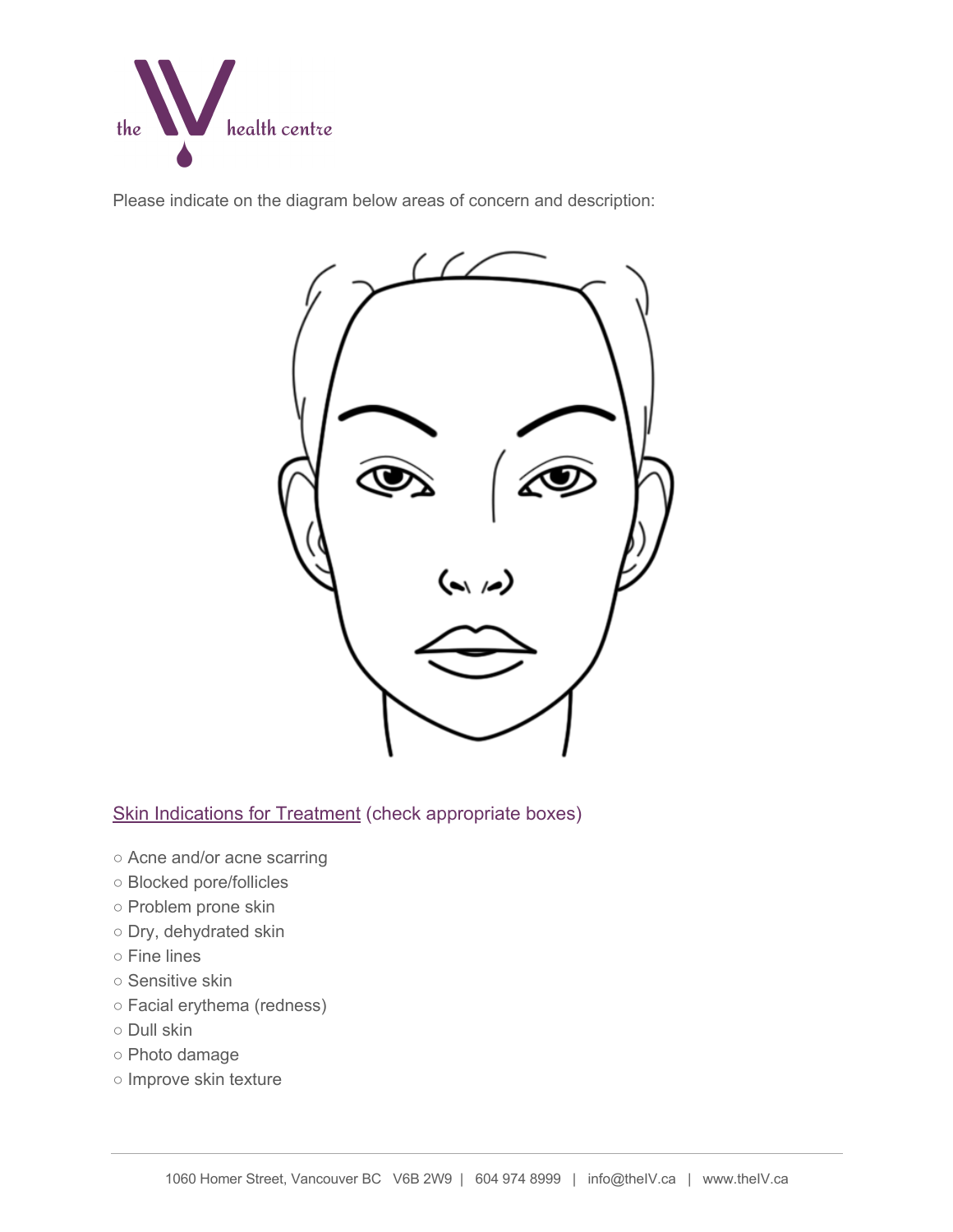Please indicate on the diagram below areas of concern and description:

Skin Indications for Treatment (check appropriate boxes)

- ○ Acne and/or acne scarring
- ○ Blocked pore/follicles
- ○ Problem prone skin
- ○ Dry, dehydrated skin
- ○ Fine lines
- ○ Sensitive skin
- ○ Facial erythema (redness)
- ○ Dull skin
- ○ Photo damage
- ○ Improve skin texture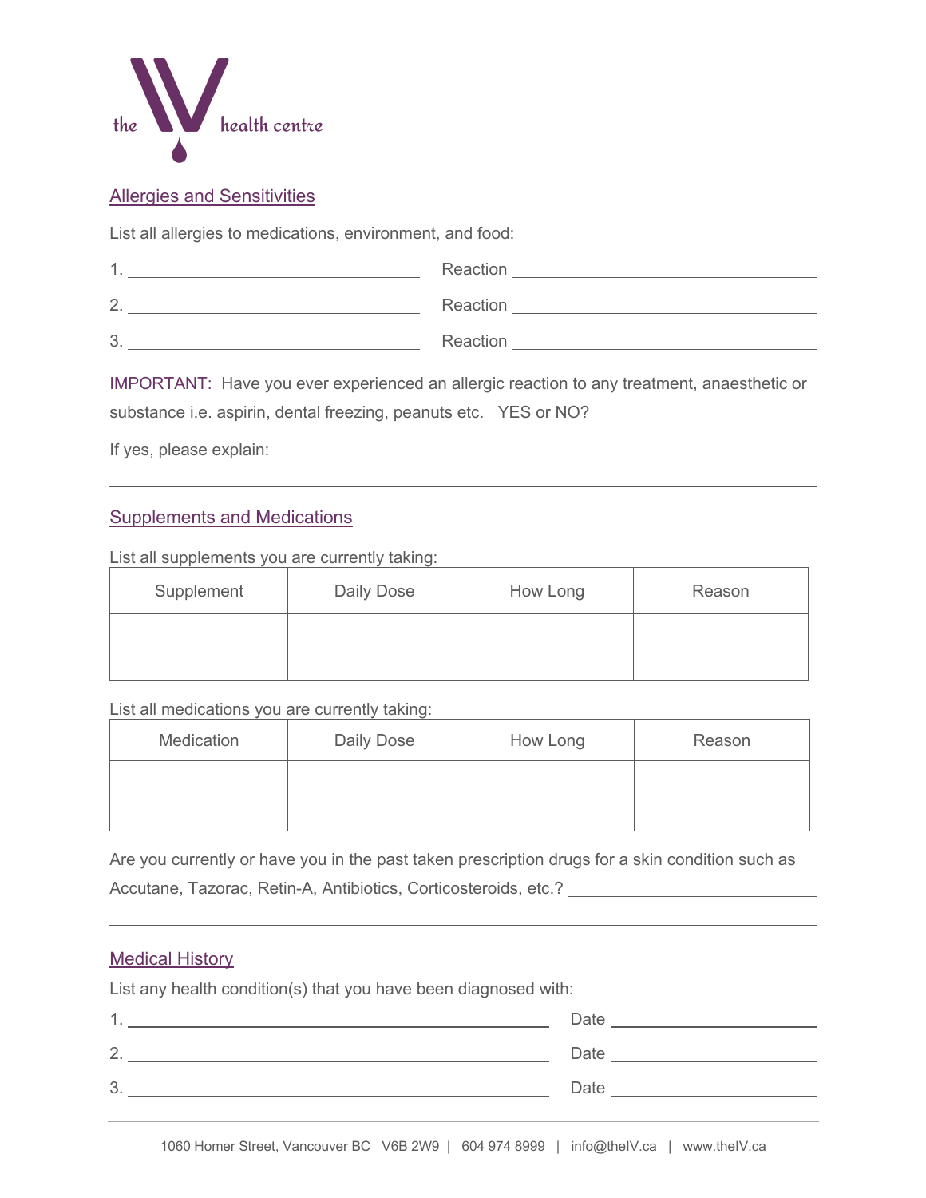the IV health centre

## Allergies and Sensitivities

List all allergies to medications, environment, and food:

1. ______________________ Reaction ______________________

2. ______________________ Reaction ______________________

3. ______________________ Reaction ______________________

IMPORTANT: Have you ever experienced an allergic reaction to any treatment, anaesthetic or substance i.e. aspirin, dental freezing, peanuts etc. YES or NO?

If yes, please explain: ______________________________________________

______________________________________________________________________

## Supplements and Medications

List all supplements you are currently taking:

| Supplement | Daily Dose | How Long | Reason |
|---|---|---|---|
| | | | |
| | | | |

List all medications you are currently taking:

| Medication | Daily Dose | How Long | Reason |
|---|---|---|---|
| | | | |
| | | | |

Are you currently or have you in the past taken prescription drugs for a skin condition such as Accutane, Tazorac, Retin-A, Antibiotics, Corticosteroids, etc.? ______________________

______________________________________________________________________

## Medical History

List any health condition(s) that you have been diagnosed with:

1. ______________________________ Date ______________

2. ______________________________ Date ______________

3. ______________________________ Date ______________

1060 Homer Street, Vancouver BC V6B 2W9 | 604 974 8999 | info@theIV.ca | www.theIV.ca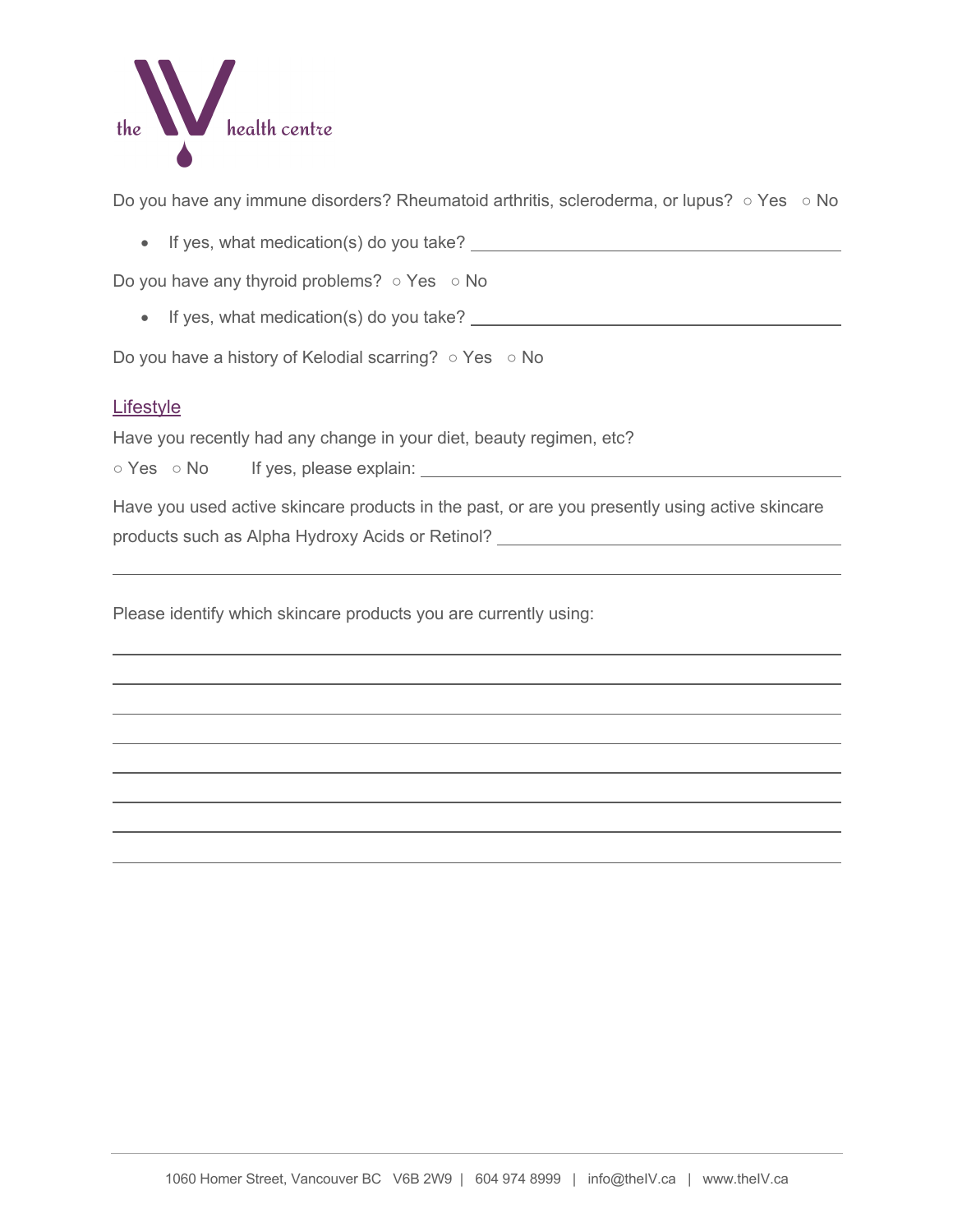the health centre

Do you have any immune disorders? Rheumatoid arthritis, scleroderma, or lupus? ○ Yes ○ No

- If yes, what medication(s) do you take? ______________________________

Do you have any thyroid problems? ○ Yes ○ No

- If yes, what medication(s) do you take? ______________________________

Do you have a history of Kelodial scarring? ○ Yes ○ No

## Lifestyle

Have you recently had any change in your diet, beauty regimen, etc?

○ Yes ○ No If yes, please explain: ______________________________

Have you used active skincare products in the past, or are you presently using active skincare products such as Alpha Hydroxy Acids or Retinol? ______________________________

______________________________

Please identify which skincare products you are currently using:

______________________________

______________________________

______________________________

______________________________

______________________________

______________________________

______________________________

______________________________

1060 Homer Street, Vancouver BC V6B 2W9 | 604 974 8999 | info@theIV.ca | www.theIV.ca